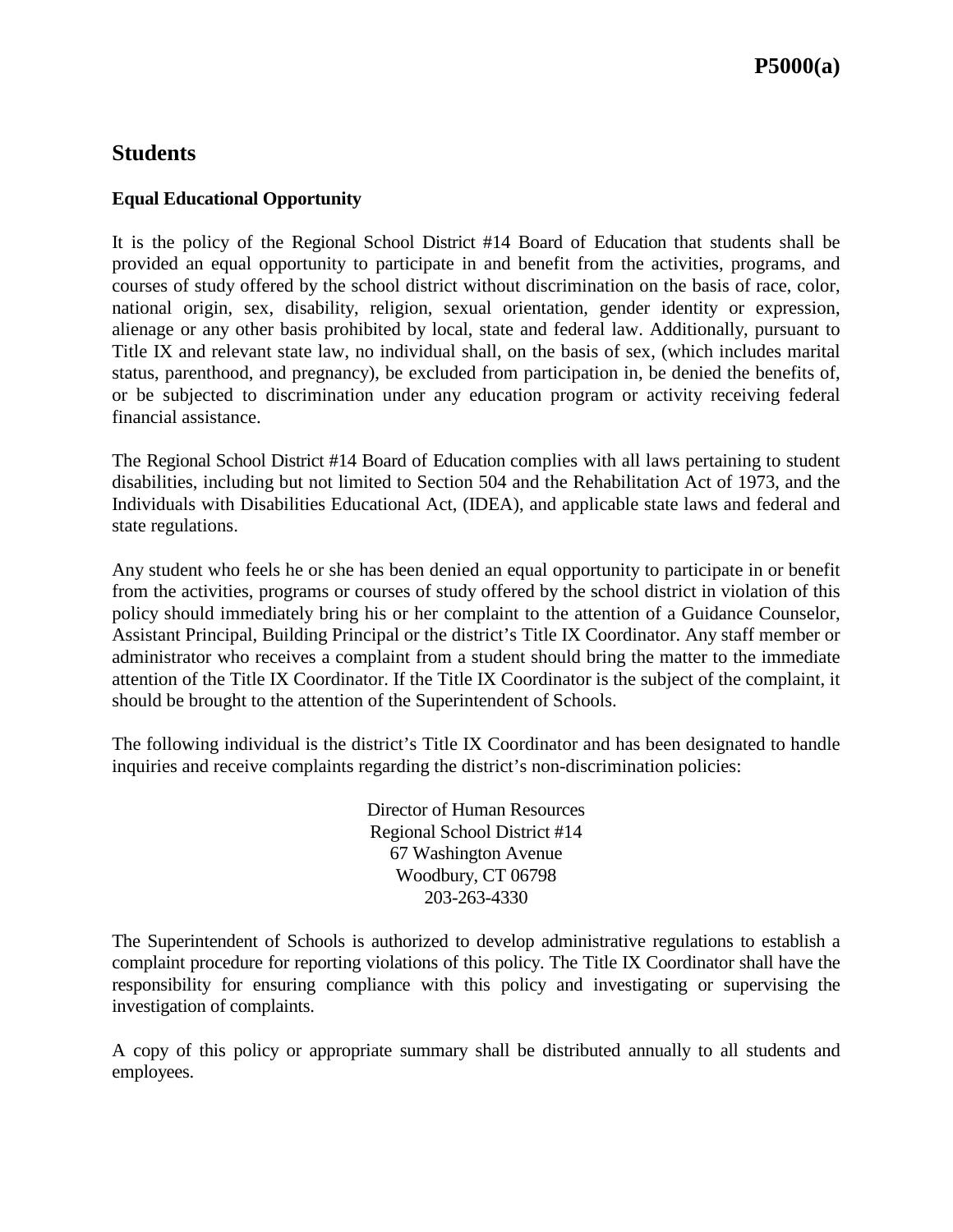**P5000(a)**

# Students

## Equal Educational Opportunity

It is the policy of the Regional School District #14 Board of Education that students shall be provided an equal opportunity to participate in and benefit from the activities, programs, and courses of study offered by the school district without discrimination on the basis of race, color, national origin, sex, disability, religion, sexual orientation, gender identity or expression, alienage or any other basis prohibited by local, state and federal law. Additionally, pursuant to Title IX and relevant state law, no individual shall, on the basis of sex, (which includes marital status, parenthood, and pregnancy), be excluded from participation in, be denied the benefits of, or be subjected to discrimination under any education program or activity receiving federal financial assistance.

The Regional School District #14 Board of Education complies with all laws pertaining to student disabilities, including but not limited to Section 504 and the Rehabilitation Act of 1973, and the Individuals with Disabilities Educational Act, (IDEA), and applicable state laws and federal and state regulations.

Any student who feels he or she has been denied an equal opportunity to participate in or benefit from the activities, programs or courses of study offered by the school district in violation of this policy should immediately bring his or her complaint to the attention of a Guidance Counselor, Assistant Principal, Building Principal or the district's Title IX Coordinator. Any staff member or administrator who receives a complaint from a student should bring the matter to the immediate attention of the Title IX Coordinator. If the Title IX Coordinator is the subject of the complaint, it should be brought to the attention of the Superintendent of Schools.

The following individual is the district's Title IX Coordinator and has been designated to handle inquiries and receive complaints regarding the district's non-discrimination policies:

Director of Human Resources
Regional School District #14
67 Washington Avenue
Woodbury, CT 06798
203-263-4330

The Superintendent of Schools is authorized to develop administrative regulations to establish a complaint procedure for reporting violations of this policy. The Title IX Coordinator shall have the responsibility for ensuring compliance with this policy and investigating or supervising the investigation of complaints.

A copy of this policy or appropriate summary shall be distributed annually to all students and employees.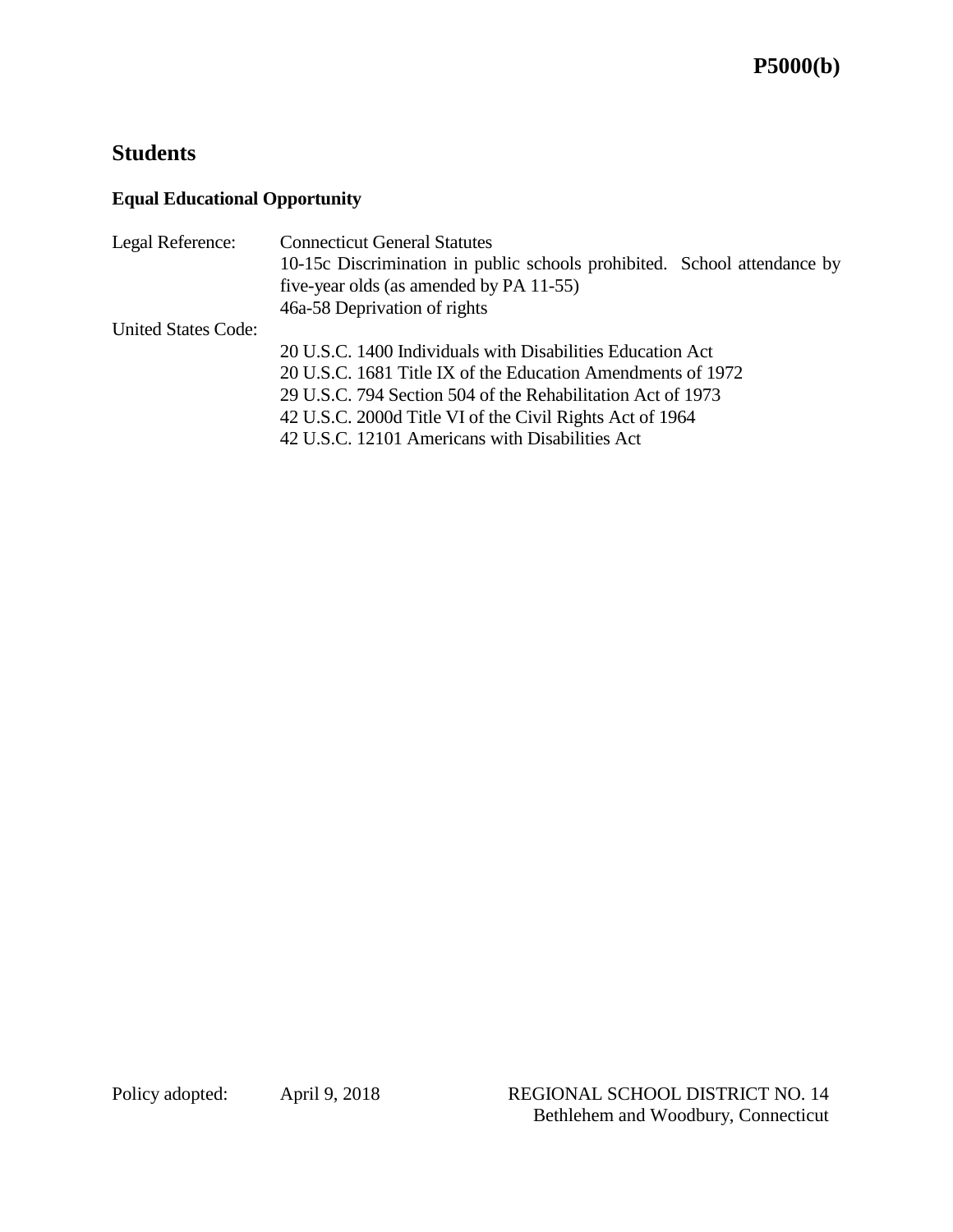## Students

### Equal Educational Opportunity

Legal Reference: Connecticut General Statutes

10-15c Discrimination in public schools prohibited. School attendance by five-year olds (as amended by PA 11-55)

46a-58 Deprivation of rights

United States Code:

20 U.S.C. 1400 Individuals with Disabilities Education Act

20 U.S.C. 1681 Title IX of the Education Amendments of 1972

29 U.S.C. 794 Section 504 of the Rehabilitation Act of 1973

42 U.S.C. 2000d Title VI of the Civil Rights Act of 1964

42 U.S.C. 12101 Americans with Disabilities Act

Policy adopted: April 9, 2018

REGIONAL SCHOOL DISTRICT NO. 14
Bethlehem and Woodbury, Connecticut